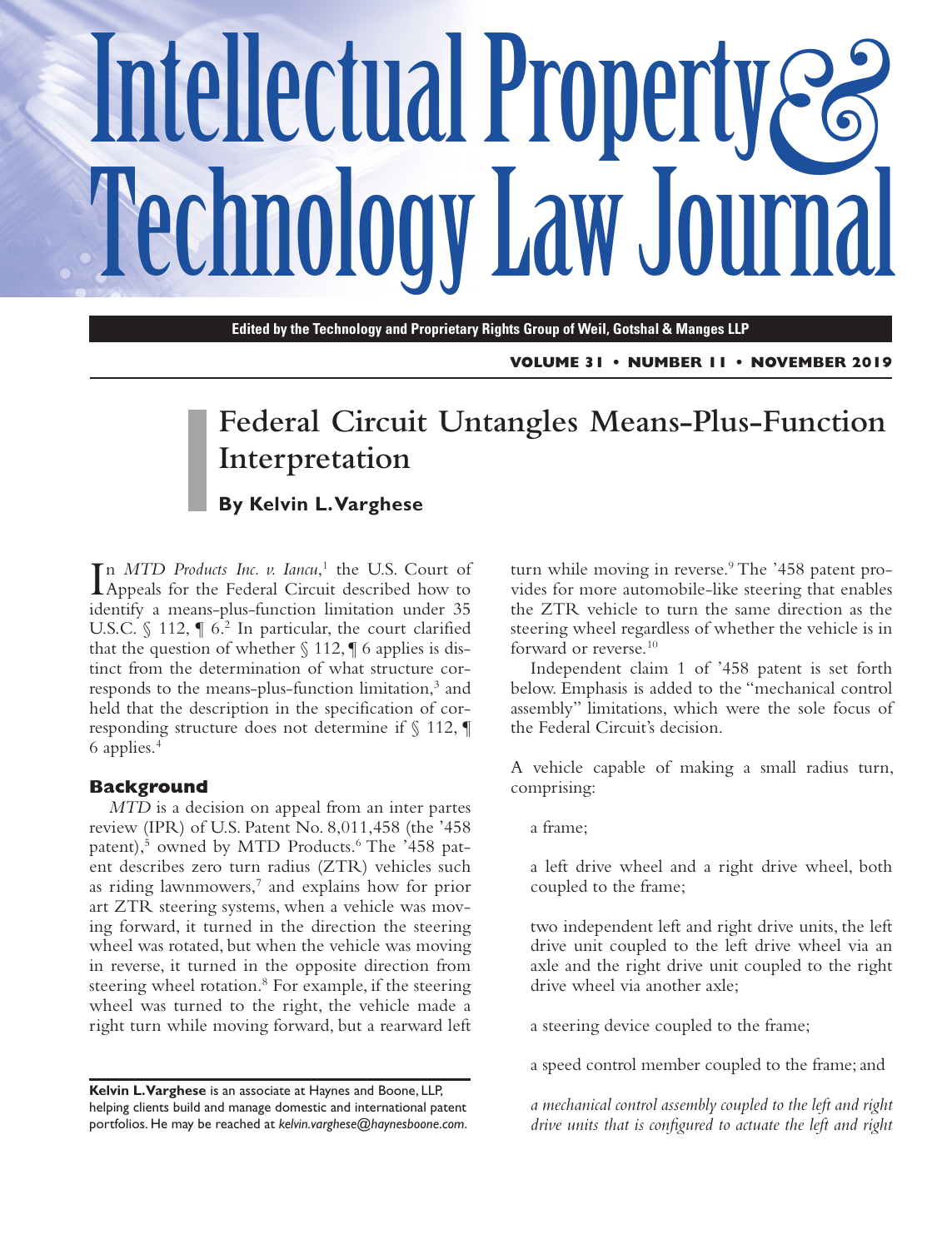# Intellectual Property & Technology Law Journal

**Edited by the Technology and Proprietary Rights Group of Weil, Gotshal & Manges LLP**

**VOLUME 31 • NUMBER 11 • NOVEMBER 2019**

## Federal Circuit Untangles Means-Plus-Function Interpretation

**By Kelvin L. Varghese**

In *MTD Products Inc. v. Iancu*,[1] the U.S. Court of Appeals for the Federal Circuit described how to identify a means-plus-function limitation under 35 U.S.C. § 112, ¶ 6.[2] In particular, the court clarified that the question of whether § 112, ¶ 6 applies is distinct from the determination of what structure corresponds to the means-plus-function limitation,[3] and held that the description in the specification of corresponding structure does not determine if § 112, ¶ 6 applies.[4]

### Background

*MTD* is a decision on appeal from an inter partes review (IPR) of U.S. Patent No. 8,011,458 (the '458 patent),[5] owned by MTD Products.[6] The '458 patent describes zero turn radius (ZTR) vehicles such as riding lawnmowers,[7] and explains how for prior art ZTR steering systems, when a vehicle was moving forward, it turned in the direction the steering wheel was rotated, but when the vehicle was moving in reverse, it turned in the opposite direction from steering wheel rotation.[8] For example, if the steering wheel was turned to the right, the vehicle made a right turn while moving forward, but a rearward left turn while moving in reverse.[9] The '458 patent provides for more automobile-like steering that enables the ZTR vehicle to turn the same direction as the steering wheel regardless of whether the vehicle is in forward or reverse.[10]

Independent claim 1 of '458 patent is set forth below. Emphasis is added to the "mechanical control assembly" limitations, which were the sole focus of the Federal Circuit's decision.

A vehicle capable of making a small radius turn, comprising:

> a frame;
>
> a left drive wheel and a right drive wheel, both coupled to the frame;
>
> two independent left and right drive units, the left drive unit coupled to the left drive wheel via an axle and the right drive unit coupled to the right drive wheel via another axle;
>
> a steering device coupled to the frame;
>
> a speed control member coupled to the frame; and
>
> *a mechanical control assembly coupled to the left and right drive units that is configured to actuate the left and right*

**Kelvin L. Varghese** is an associate at Haynes and Boone, LLP, helping clients build and manage domestic and international patent portfolios. He may be reached at *kelvin.varghese@haynesboone.com*.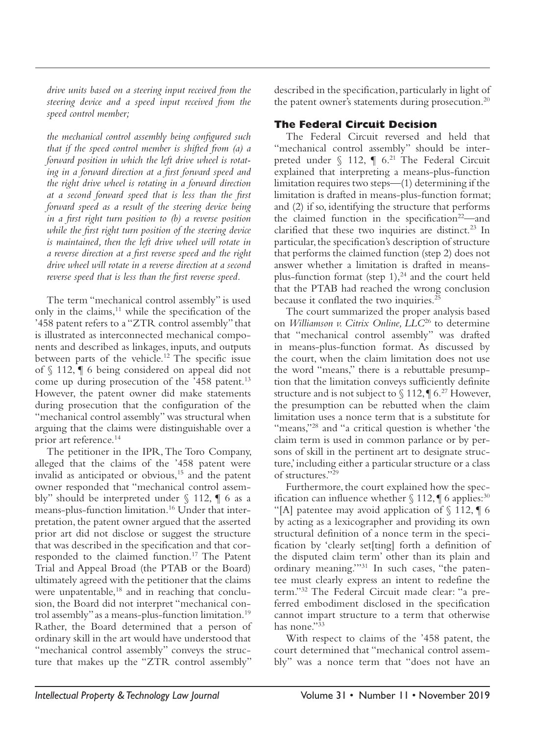*drive units based on a steering input received from the steering device and a speed input received from the speed control member;*

*the mechanical control assembly being configured such that if the speed control member is shifted from (a) a forward position in which the left drive wheel is rotating in a forward direction at a first forward speed and the right drive wheel is rotating in a forward direction at a second forward speed that is less than the first forward speed as a result of the steering device being in a first right turn position to (b) a reverse position while the first right turn position of the steering device is maintained, then the left drive wheel will rotate in a reverse direction at a first reverse speed and the right drive wheel will rotate in a reverse direction at a second reverse speed that is less than the first reverse speed.*

The term "mechanical control assembly" is used only in the claims,[11] while the specification of the '458 patent refers to a "ZTR control assembly" that is illustrated as interconnected mechanical components and described as linkages, inputs, and outputs between parts of the vehicle.[12] The specific issue of § 112, ¶ 6 being considered on appeal did not come up during prosecution of the '458 patent.[13] However, the patent owner did make statements during prosecution that the configuration of the "mechanical control assembly" was structural when arguing that the claims were distinguishable over a prior art reference.[14]

The petitioner in the IPR, The Toro Company, alleged that the claims of the '458 patent were invalid as anticipated or obvious,[15] and the patent owner responded that "mechanical control assembly" should be interpreted under § 112, ¶ 6 as a means-plus-function limitation.[16] Under that interpretation, the patent owner argued that the asserted prior art did not disclose or suggest the structure that was described in the specification and that corresponded to the claimed function.[17] The Patent Trial and Appeal Broad (the PTAB or the Board) ultimately agreed with the petitioner that the claims were unpatentable,[18] and in reaching that conclusion, the Board did not interpret "mechanical control assembly" as a means-plus-function limitation.[19] Rather, the Board determined that a person of ordinary skill in the art would have understood that "mechanical control assembly" conveys the structure that makes up the "ZTR control assembly" described in the specification, particularly in light of the patent owner's statements during prosecution.[20]

## The Federal Circuit Decision

The Federal Circuit reversed and held that "mechanical control assembly" should be interpreted under § 112, ¶ 6.[21] The Federal Circuit explained that interpreting a means-plus-function limitation requires two steps—(1) determining if the limitation is drafted in means-plus-function format; and (2) if so, identifying the structure that performs the claimed function in the specification[22]—and clarified that these two inquiries are distinct.[23] In particular, the specification's description of structure that performs the claimed function (step 2) does not answer whether a limitation is drafted in means-plus-function format (step 1),[24] and the court held that the PTAB had reached the wrong conclusion because it conflated the two inquiries.[25]

The court summarized the proper analysis based on *Williamson v. Citrix Online, LLC*[26] to determine that "mechanical control assembly" was drafted in means-plus-function format. As discussed by the court, when the claim limitation does not use the word "means," there is a rebuttable presumption that the limitation conveys sufficiently definite structure and is not subject to § 112, ¶ 6.[27] However, the presumption can be rebutted when the claim limitation uses a nonce term that is a substitute for "means,"[28] and "a critical question is whether 'the claim term is used in common parlance or by persons of skill in the pertinent art to designate structure,' including either a particular structure or a class of structures."[29]

Furthermore, the court explained how the specification can influence whether § 112, ¶ 6 applies:[30] "[A] patentee may avoid application of § 112, ¶ 6 by acting as a lexicographer and providing its own structural definition of a nonce term in the specification by 'clearly set[ting] forth a definition of the disputed claim term' other than its plain and ordinary meaning.'"[31] In such cases, "the patentee must clearly express an intent to redefine the term."[32] The Federal Circuit made clear: "a preferred embodiment disclosed in the specification cannot impart structure to a term that otherwise has none."[33]

With respect to claims of the '458 patent, the court determined that "mechanical control assembly" was a nonce term that "does not have an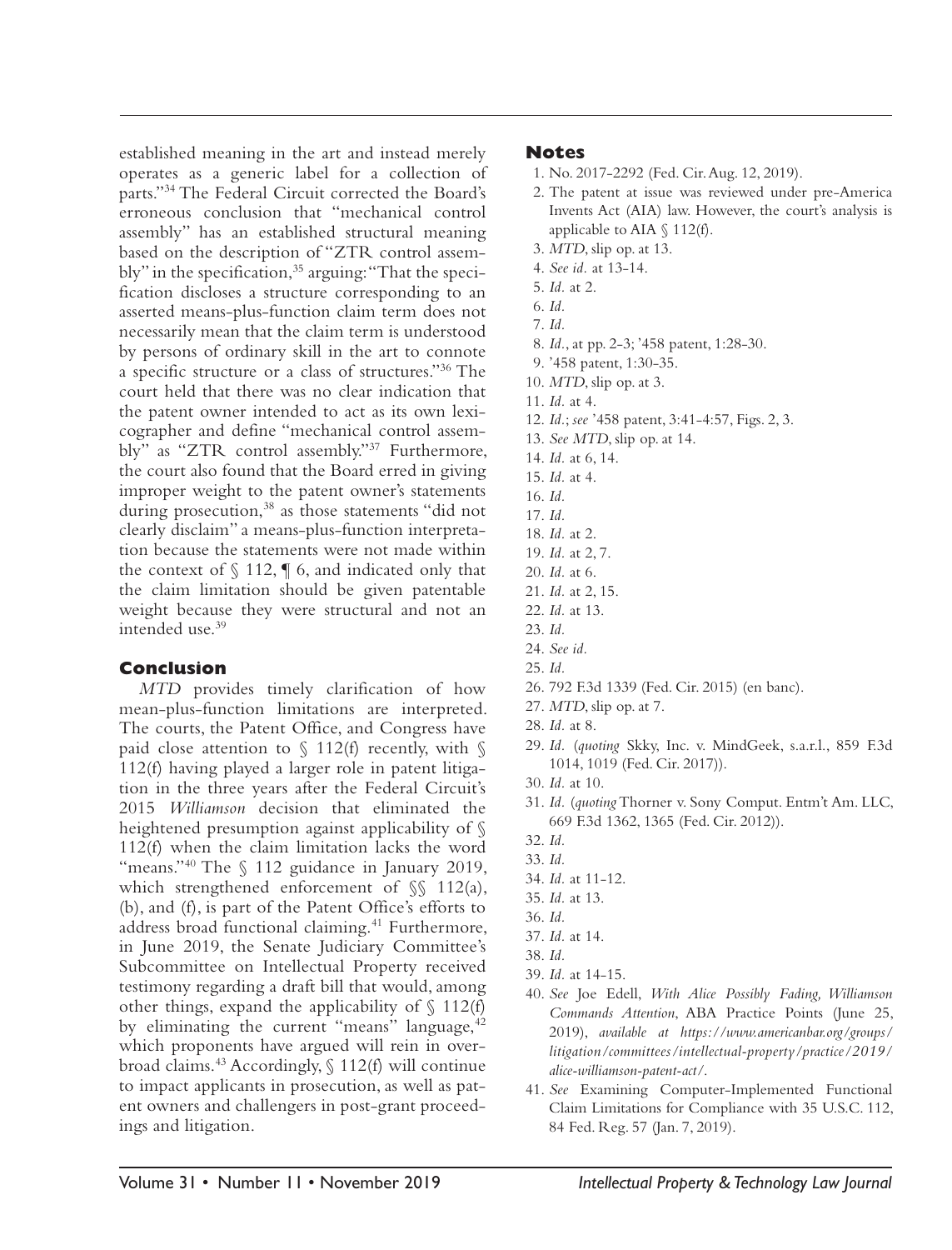established meaning in the art and instead merely operates as a generic label for a collection of parts."[34] The Federal Circuit corrected the Board's erroneous conclusion that "mechanical control assembly" has an established structural meaning based on the description of "ZTR control assembly" in the specification,[35] arguing: "That the specification discloses a structure corresponding to an asserted means-plus-function claim term does not necessarily mean that the claim term is understood by persons of ordinary skill in the art to connote a specific structure or a class of structures."[36] The court held that there was no clear indication that the patent owner intended to act as its own lexicographer and define "mechanical control assembly" as "ZTR control assembly."[37] Furthermore, the court also found that the Board erred in giving improper weight to the patent owner's statements during prosecution,[38] as those statements "did not clearly disclaim" a means-plus-function interpretation because the statements were not made within the context of § 112, ¶ 6, and indicated only that the claim limitation should be given patentable weight because they were structural and not an intended use.[39]

## Conclusion

*MTD* provides timely clarification of how mean-plus-function limitations are interpreted. The courts, the Patent Office, and Congress have paid close attention to § 112(f) recently, with § 112(f) having played a larger role in patent litigation in the three years after the Federal Circuit's 2015 *Williamson* decision that eliminated the heightened presumption against applicability of § 112(f) when the claim limitation lacks the word "means."[40] The § 112 guidance in January 2019, which strengthened enforcement of §§ 112(a), (b), and (f), is part of the Patent Office's efforts to address broad functional claiming.[41] Furthermore, in June 2019, the Senate Judiciary Committee's Subcommittee on Intellectual Property received testimony regarding a draft bill that would, among other things, expand the applicability of § 112(f) by eliminating the current "means" language,[42] which proponents have argued will rein in overbroad claims.[43] Accordingly, § 112(f) will continue to impact applicants in prosecution, as well as patent owners and challengers in post-grant proceedings and litigation.

## Notes

1. No. 2017-2292 (Fed. Cir. Aug. 12, 2019).
2. The patent at issue was reviewed under pre-America Invents Act (AIA) law. However, the court's analysis is applicable to AIA § 112(f).
3. *MTD*, slip op. at 13.
4. *See id.* at 13-14.
5. *Id.* at 2.
6. *Id.*
7. *Id.*
8. *Id.*, at pp. 2-3; '458 patent, 1:28-30.
9. '458 patent, 1:30-35.
10. *MTD*, slip op. at 3.
11. *Id.* at 4.
12. *Id.*; *see* '458 patent, 3:41-4:57, Figs. 2, 3.
13. *See MTD*, slip op. at 14.
14. *Id.* at 6, 14.
15. *Id.* at 4.
16. *Id.*
17. *Id.*
18. *Id.* at 2.
19. *Id.* at 2, 7.
20. *Id.* at 6.
21. *Id.* at 2, 15.
22. *Id.* at 13.
23. *Id.*
24. *See id.*
25. *Id.*
26. 792 F.3d 1339 (Fed. Cir. 2015) (en banc).
27. *MTD*, slip op. at 7.
28. *Id.* at 8.
29. *Id.* (*quoting* Skky, Inc. v. MindGeek, s.a.r.l., 859 F.3d 1014, 1019 (Fed. Cir. 2017)).
30. *Id.* at 10.
31. *Id.* (*quoting* Thorner v. Sony Comput. Entm't Am. LLC, 669 F.3d 1362, 1365 (Fed. Cir. 2012)).
32. *Id.*
33. *Id.*
34. *Id.* at 11-12.
35. *Id.* at 13.
36. *Id.*
37. *Id.* at 14.
38. *Id.*
39. *Id.* at 14-15.
40. *See* Joe Edell, *With Alice Possibly Fading, Williamson Commands Attention*, ABA Practice Points (June 25, 2019), *available at https://www.americanbar.org/groups/litigation/committees/intellectual-property/practice/2019/alice-williamson-patent-act/.*
41. *See* Examining Computer-Implemented Functional Claim Limitations for Compliance with 35 U.S.C. 112, 84 Fed. Reg. 57 (Jan. 7, 2019).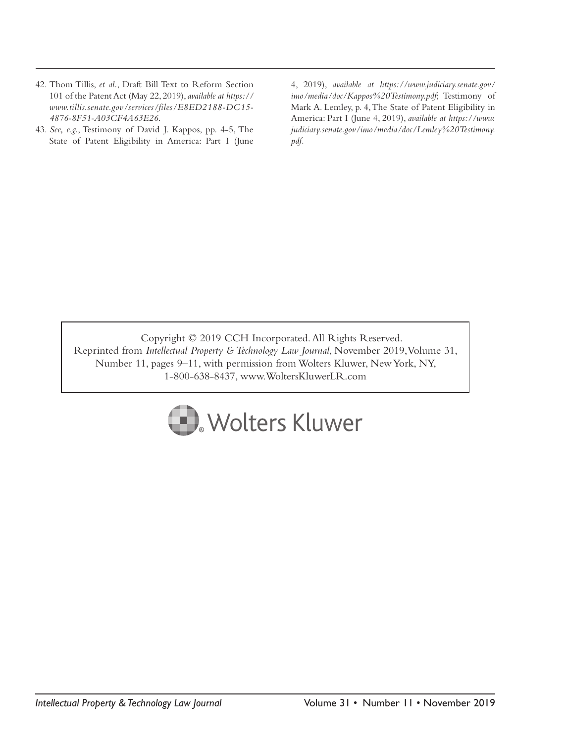42. Thom Tillis, *et al.*, Draft Bill Text to Reform Section 101 of the Patent Act (May 22, 2019), *available at https://www.tillis.senate.gov/services/files/E8ED2188-DC15-4876-8F51-A03CF4A63E26*.
43. *See, e.g.*, Testimony of David J. Kappos, pp. 4-5, The State of Patent Eligibility in America: Part I (June 4, 2019), *available at https://www.judiciary.senate.gov/imo/media/doc/Kappos%20Testimony.pdf*; Testimony of Mark A. Lemley, p. 4, The State of Patent Eligibility in America: Part I (June 4, 2019), *available at https://www.judiciary.senate.gov/imo/media/doc/Lemley%20Testimony.pdf*.

Copyright © 2019 CCH Incorporated. All Rights Reserved.
Reprinted from *Intellectual Property & Technology Law Journal*, November 2019, Volume 31, Number 11, pages 9–11, with permission from Wolters Kluwer, New York, NY, 1-800-638-8437, www.WoltersKluwerLR.com

Wolters Kluwer